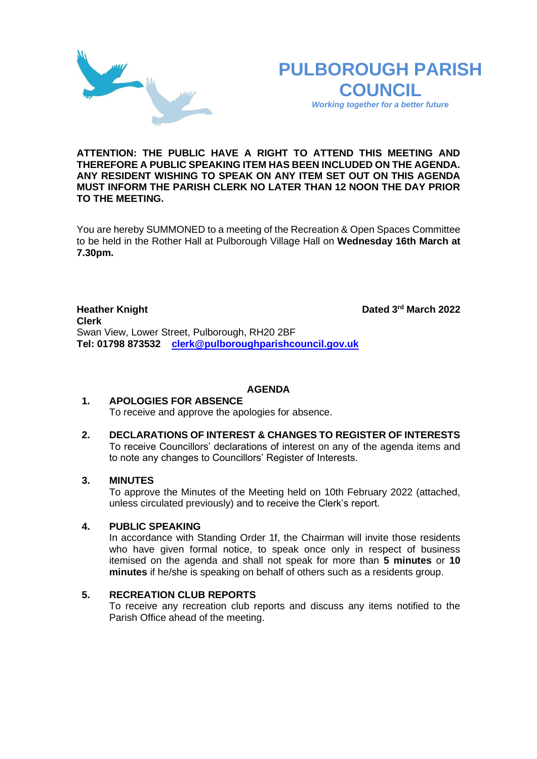# PULBOROUGH PARISH COUNCIL

*Working together for a better future*

**ATTENTION: THE PUBLIC HAVE A RIGHT TO ATTEND THIS MEETING AND THEREFORE A PUBLIC SPEAKING ITEM HAS BEEN INCLUDED ON THE AGENDA. ANY RESIDENT WISHING TO SPEAK ON ANY ITEM SET OUT ON THIS AGENDA MUST INFORM THE PARISH CLERK NO LATER THAN 12 NOON THE DAY PRIOR TO THE MEETING.**

You are hereby SUMMONED to a meeting of the Recreation & Open Spaces Committee to be held in the Rother Hall at Pulborough Village Hall on **Wednesday 16th March at 7.30pm.**

**Heather Knight**
**Clerk**
Swan View, Lower Street, Pulborough, RH20 2BF
**Tel: 01798 873532** **clerk@pulboroughparishcouncil.gov.uk**

**Dated 3rd March 2022**

## AGENDA

**1. APOLOGIES FOR ABSENCE**
To receive and approve the apologies for absence.

**2. DECLARATIONS OF INTEREST & CHANGES TO REGISTER OF INTERESTS**
To receive Councillors' declarations of interest on any of the agenda items and to note any changes to Councillors' Register of Interests.

**3. MINUTES**
To approve the Minutes of the Meeting held on 10th February 2022 (attached, unless circulated previously) and to receive the Clerk's report.

**4. PUBLIC SPEAKING**
In accordance with Standing Order 1f, the Chairman will invite those residents who have given formal notice, to speak once only in respect of business itemised on the agenda and shall not speak for more than **5 minutes** or **10 minutes** if he/she is speaking on behalf of others such as a residents group.

**5. RECREATION CLUB REPORTS**
To receive any recreation club reports and discuss any items notified to the Parish Office ahead of the meeting.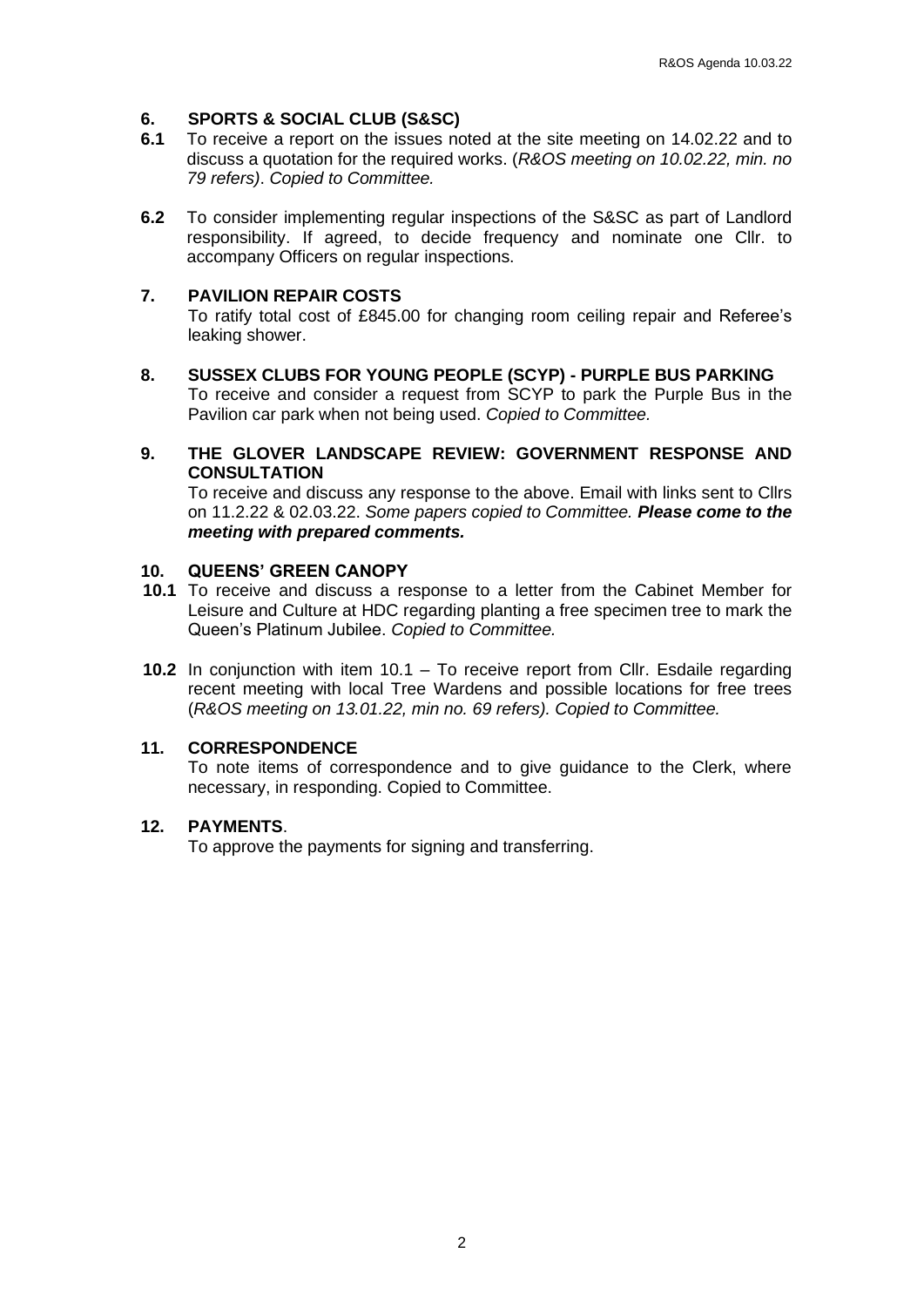## 6. SPORTS & SOCIAL CLUB (S&SC)

**6.1** To receive a report on the issues noted at the site meeting on 14.02.22 and to discuss a quotation for the required works. (*R&OS meeting on 10.02.22, min. no 79 refers)*. *Copied to Committee.*

**6.2** To consider implementing regular inspections of the S&SC as part of Landlord responsibility. If agreed, to decide frequency and nominate one Cllr. to accompany Officers on regular inspections.

## 7. PAVILION REPAIR COSTS

To ratify total cost of £845.00 for changing room ceiling repair and Referee's leaking shower.

## 8. SUSSEX CLUBS FOR YOUNG PEOPLE (SCYP) - PURPLE BUS PARKING

To receive and consider a request from SCYP to park the Purple Bus in the Pavilion car park when not being used. *Copied to Committee.*

## 9. THE GLOVER LANDSCAPE REVIEW: GOVERNMENT RESPONSE AND CONSULTATION

To receive and discuss any response to the above. Email with links sent to Cllrs on 11.2.22 & 02.03.22. *Some papers copied to Committee.* ***Please come to the meeting with prepared comments.***

## 10. QUEENS' GREEN CANOPY

**10.1** To receive and discuss a response to a letter from the Cabinet Member for Leisure and Culture at HDC regarding planting a free specimen tree to mark the Queen's Platinum Jubilee. *Copied to Committee.*

**10.2** In conjunction with item 10.1 – To receive report from Cllr. Esdaile regarding recent meeting with local Tree Wardens and possible locations for free trees (*R&OS meeting on 13.01.22, min no. 69 refers). Copied to Committee.*

## 11. CORRESPONDENCE

To note items of correspondence and to give guidance to the Clerk, where necessary, in responding. Copied to Committee.

## 12. PAYMENTS.

To approve the payments for signing and transferring.